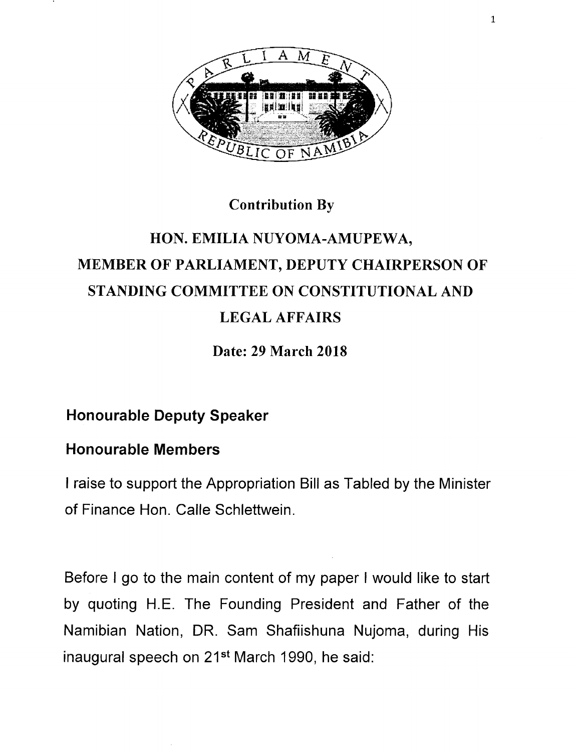**Contribution By**

**HON. EMILIA NUYOMA-AMUPEWA, MEMBER OF PARLIAMENT, DEPUTY CHAIRPERSON OF STANDING COMMITTEE ON CONSTITUTIONAL AND LEGAL AFFAIRS**

**Date: 29 March 2018**

**Honourable Deputy Speaker**

**Honourable Members**

I raise to support the Appropriation Bill as Tabled by the Minister of Finance Hon. Calle Schlettwein.

Before I go to the main content of my paper I would like to start by quoting H.E. The Founding President and Father of the Namibian Nation, DR. Sam Shafiishuna Nujoma, during His inaugural speech on 21st March 1990, he said: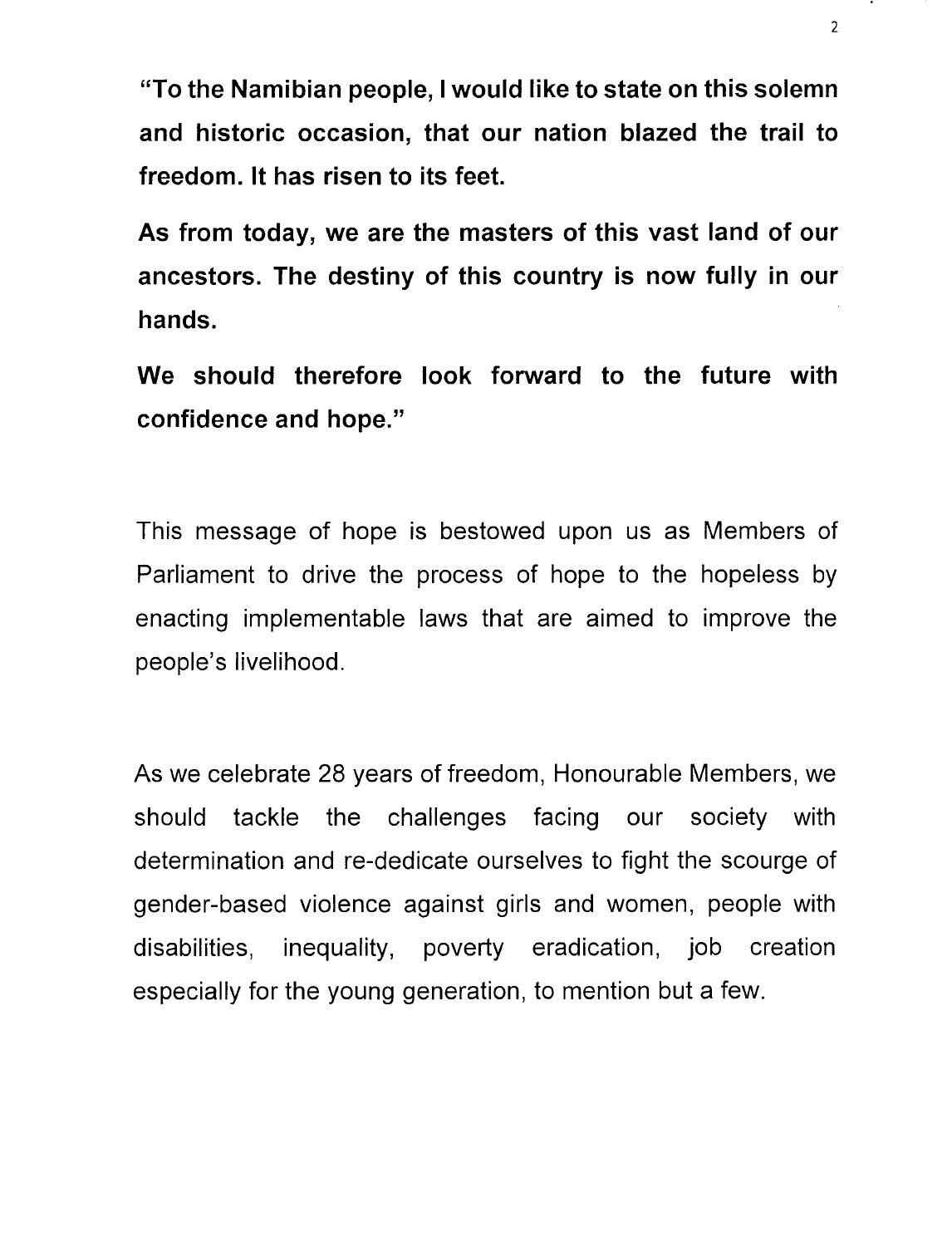**"To the Namibian people, I would like to state on this solemn and historic occasion, that our nation blazed the trail to freedom. It has risen to its feet.**

**As from today, we are the masters of this vast land of our ancestors. The destiny of this country is now fully in our hands.**

**We should therefore look forward to the future with confidence and hope."**

This message of hope is bestowed upon us as Members of Parliament to drive the process of hope to the hopeless by enacting implementable laws that are aimed to improve the people's livelihood.

As we celebrate 28 years of freedom, Honourable Members, we should tackle the challenges facing our society with determination and re-dedicate ourselves to fight the scourge of gender-based violence against girls and women, people with disabilities, inequality, poverty eradication, job creation especially for the young generation, to mention but a few.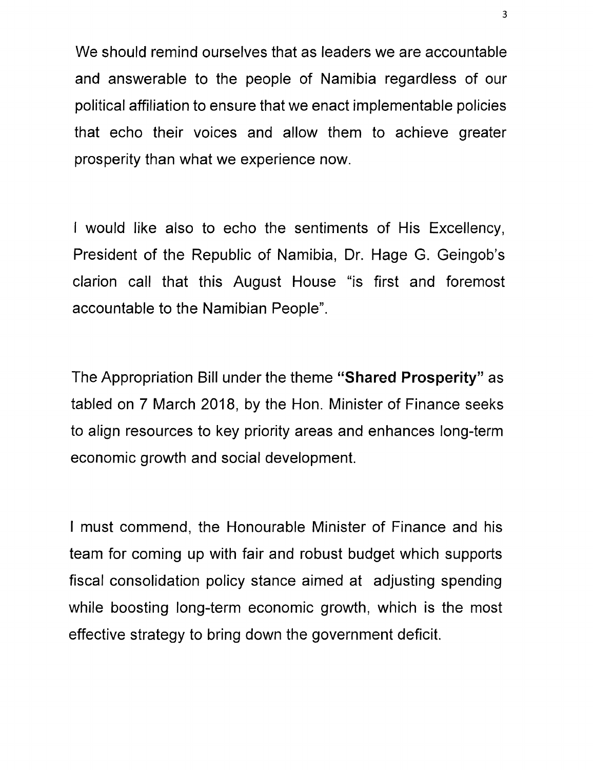We should remind ourselves that as leaders we are accountable and answerable to the people of Namibia regardless of our political affiliation to ensure that we enact implementable policies that echo their voices and allow them to achieve greater prosperity than what we experience now.

I would like also to echo the sentiments of His Excellency, President of the Republic of Namibia, Dr. Hage G. Geingob's clarion call that this August House "is first and foremost accountable to the Namibian People".

The Appropriation Bill under the theme **"Shared Prosperity"** as tabled on 7 March 2018, by the Hon. Minister of Finance seeks to align resources to key priority areas and enhances long-term economic growth and social development.

I must commend, the Honourable Minister of Finance and his team for coming up with fair and robust budget which supports fiscal consolidation policy stance aimed at adjusting spending while boosting long-term economic growth, which is the most effective strategy to bring down the government deficit.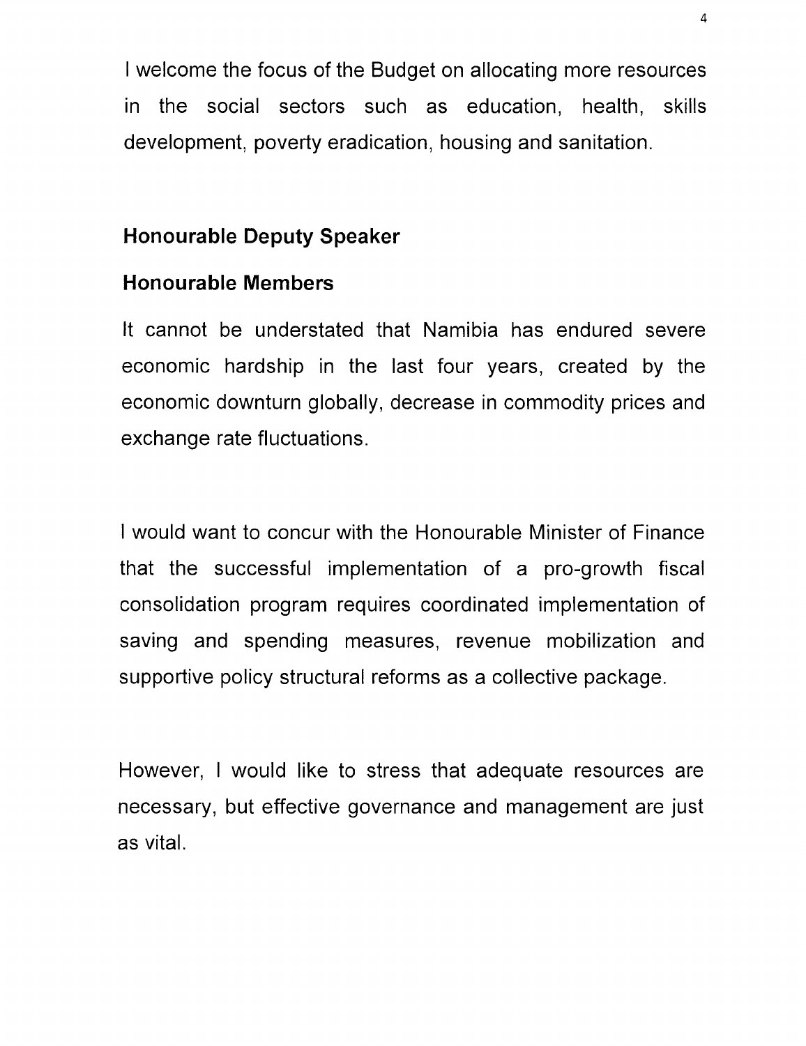I welcome the focus of the Budget on allocating more resources in the social sectors such as education, health, skills development, poverty eradication, housing and sanitation.

**Honourable Deputy Speaker**

**Honourable Members**

It cannot be understated that Namibia has endured severe economic hardship in the last four years, created by the economic downturn globally, decrease in commodity prices and exchange rate fluctuations.

I would want to concur with the Honourable Minister of Finance that the successful implementation of a pro-growth fiscal consolidation program requires coordinated implementation of saving and spending measures, revenue mobilization and supportive policy structural reforms as a collective package.

However, I would like to stress that adequate resources are necessary, but effective governance and management are just as vital.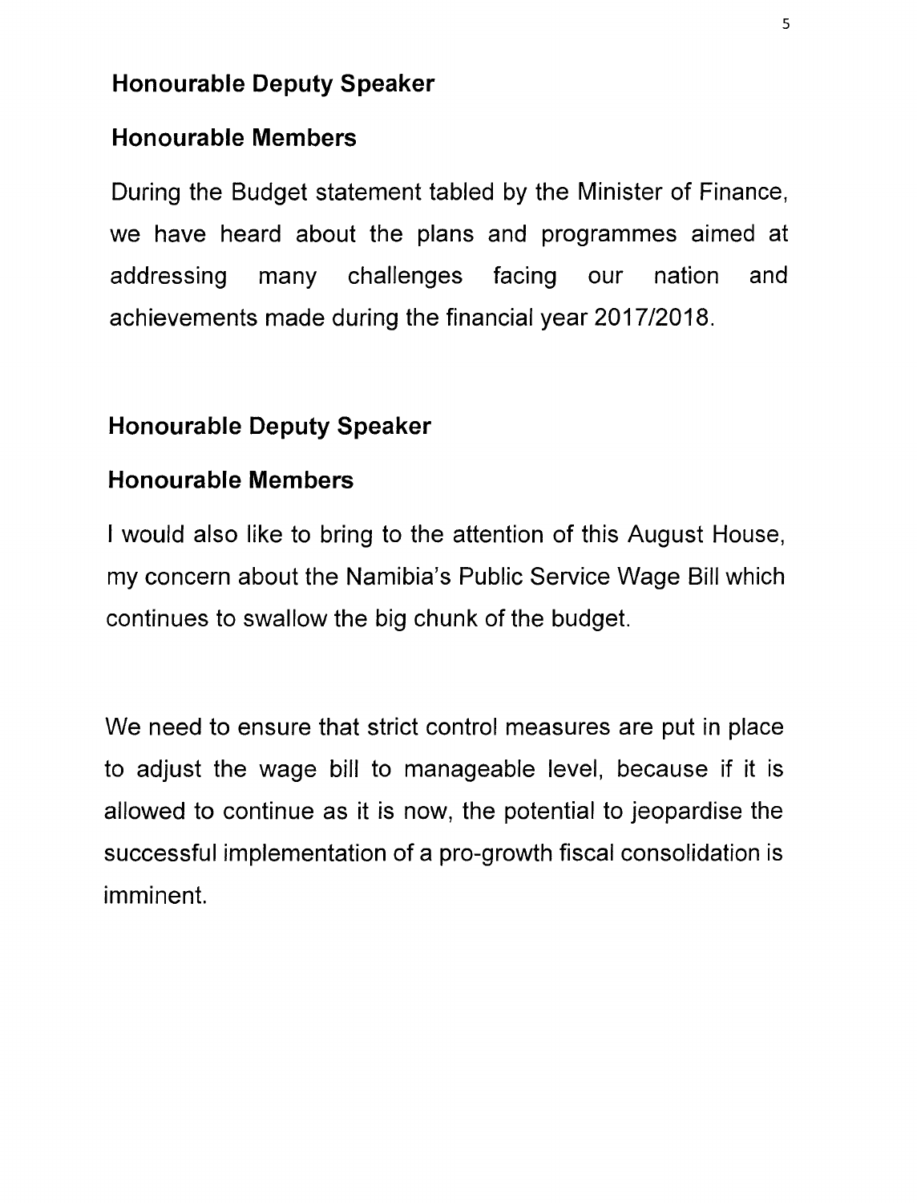**Honourable Deputy Speaker**

**Honourable Members**

During the Budget statement tabled by the Minister of Finance, we have heard about the plans and programmes aimed at addressing many challenges facing our nation and achievements made during the financial year 2017/2018.

**Honourable Deputy Speaker**

**Honourable Members**

I would also like to bring to the attention of this August House, my concern about the Namibia's Public Service Wage Bill which continues to swallow the big chunk of the budget.

We need to ensure that strict control measures are put in place to adjust the wage bill to manageable level, because if it is allowed to continue as it is now, the potential to jeopardise the successful implementation of a pro-growth fiscal consolidation is imminent.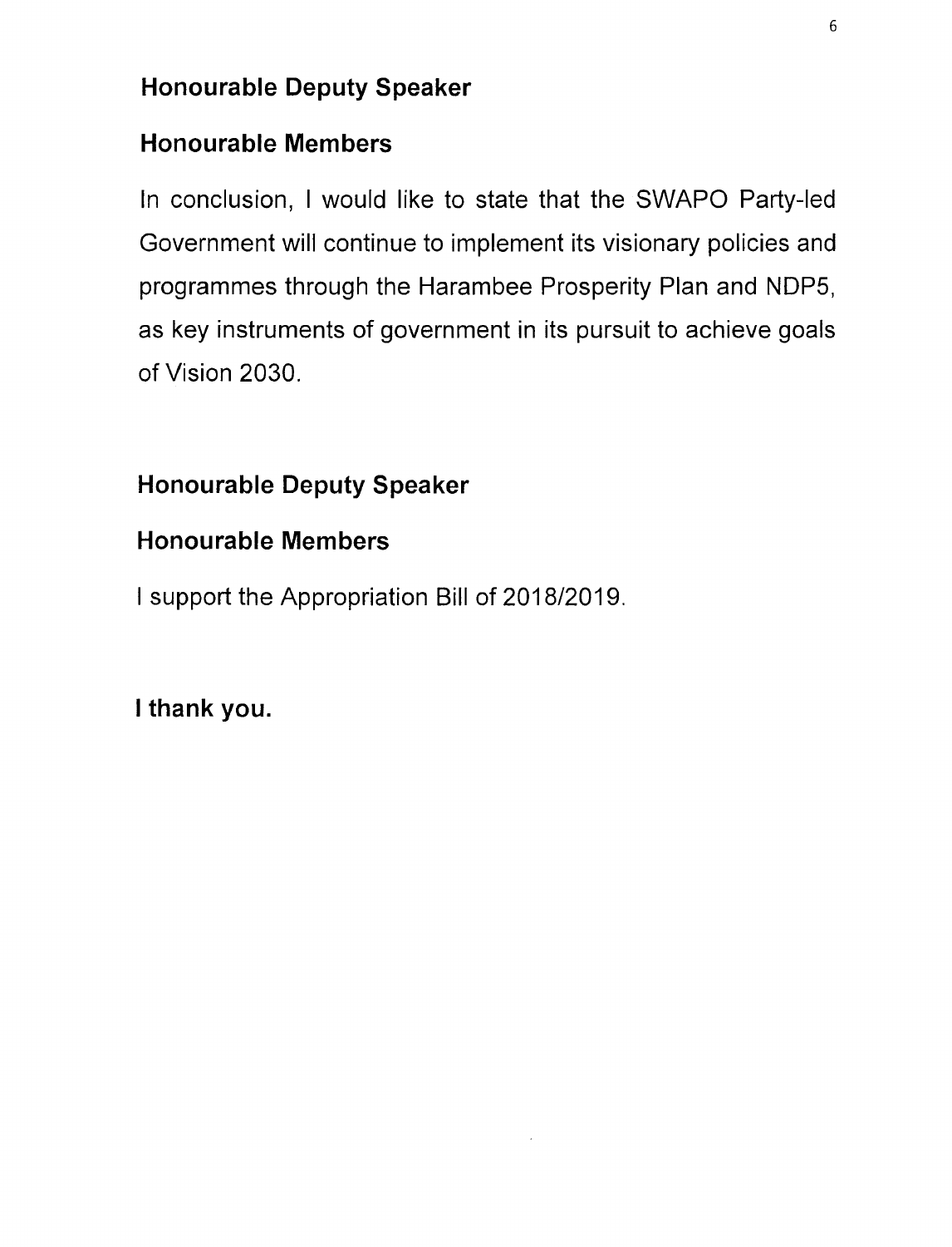**Honourable Deputy Speaker**

**Honourable Members**

In conclusion, I would like to state that the SWAPO Party-led Government will continue to implement its visionary policies and programmes through the Harambee Prosperity Plan and NDP5, as key instruments of government in its pursuit to achieve goals of Vision 2030.

**Honourable Deputy Speaker**

**Honourable Members**

I support the Appropriation Bill of 2018/2019.

**I thank you.**